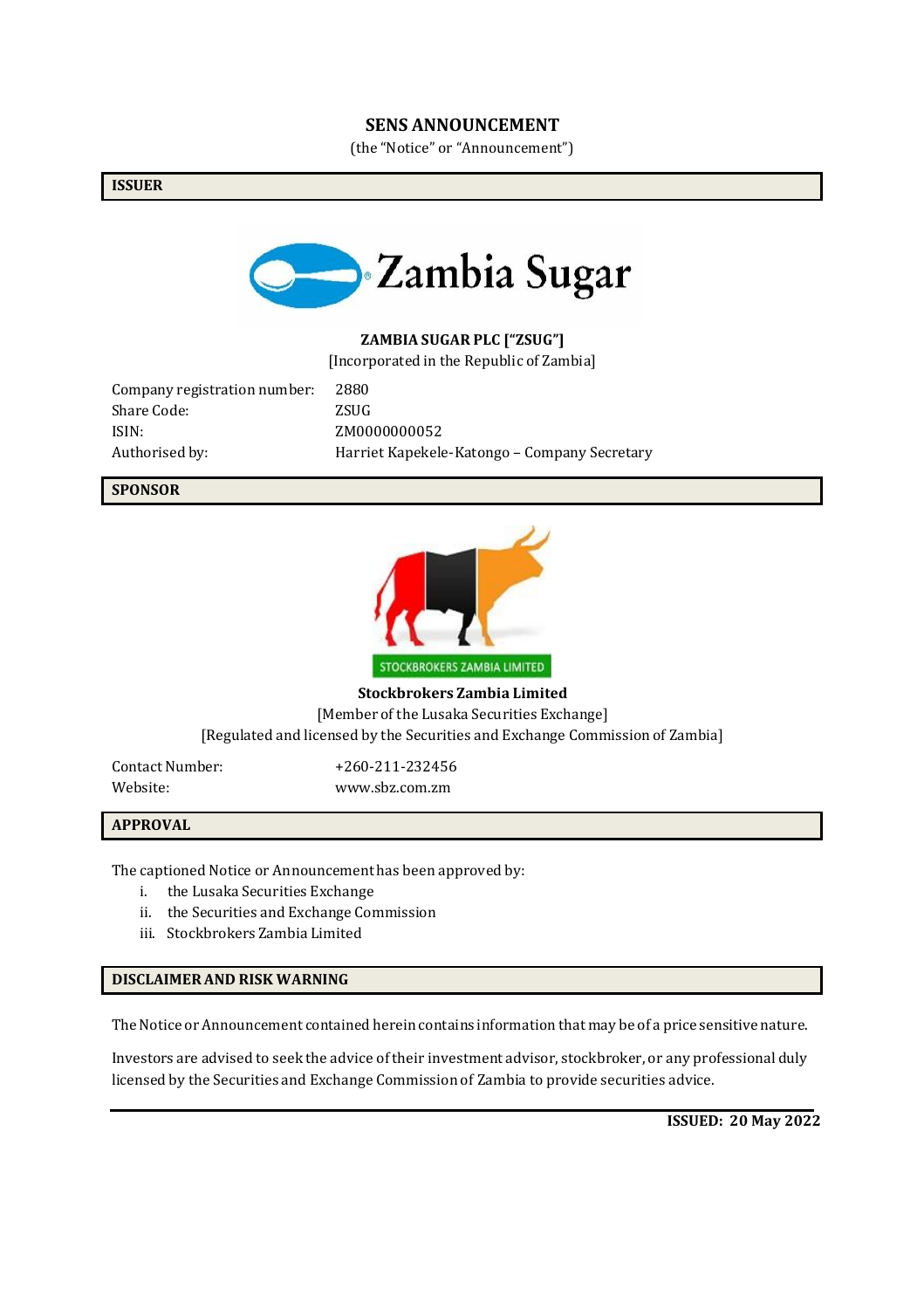# SENS ANNOUNCEMENT

(the "Notice" or "Announcement")

## ISSUER

Zambia Sugar

**ZAMBIA SUGAR PLC ["ZSUG"]**

[Incorporated in the Republic of Zambia]

| | |
|---|---|
| Company registration number: | 2880 |
| Share Code: | ZSUG |
| ISIN: | ZM0000000052 |
| Authorised by: | Harriet Kapekele-Katongo – Company Secretary |

## SPONSOR

STOCKBROKERS ZAMBIA LIMITED

**Stockbrokers Zambia Limited**

[Member of the Lusaka Securities Exchange]

[Regulated and licensed by the Securities and Exchange Commission of Zambia]

| | |
|---|---|
| Contact Number: | +260-211-232456 |
| Website: | www.sbz.com.zm |

## APPROVAL

The captioned Notice or Announcement has been approved by:

i. the Lusaka Securities Exchange
ii. the Securities and Exchange Commission
iii. Stockbrokers Zambia Limited

## DISCLAIMER AND RISK WARNING

The Notice or Announcement contained herein contains information that may be of a price sensitive nature.

Investors are advised to seek the advice of their investment advisor, stockbroker, or any professional duly licensed by the Securities and Exchange Commission of Zambia to provide securities advice.

**ISSUED: 20 May 2022**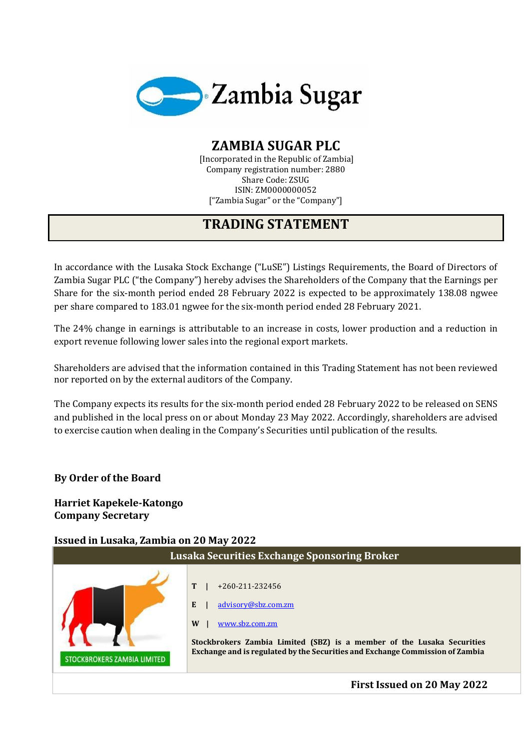# ZAMBIA SUGAR PLC

[Incorporated in the Republic of Zambia]
Company registration number: 2880
Share Code: ZSUG
ISIN: ZM0000000052
["Zambia Sugar" or the "Company"]

## TRADING STATEMENT

In accordance with the Lusaka Stock Exchange ("LuSE") Listings Requirements, the Board of Directors of Zambia Sugar PLC ("the Company") hereby advises the Shareholders of the Company that the Earnings per Share for the six-month period ended 28 February 2022 is expected to be approximately 138.08 ngwee per share compared to 183.01 ngwee for the six-month period ended 28 February 2021.

The 24% change in earnings is attributable to an increase in costs, lower production and a reduction in export revenue following lower sales into the regional export markets.

Shareholders are advised that the information contained in this Trading Statement has not been reviewed nor reported on by the external auditors of the Company.

The Company expects its results for the six-month period ended 28 February 2022 to be released on SENS and published in the local press on or about Monday 23 May 2022. Accordingly, shareholders are advised to exercise caution when dealing in the Company's Securities until publication of the results.

**By Order of the Board**

**Harriet Kapekele-Katongo**
**Company Secretary**

**Issued in Lusaka, Zambia on 20 May 2022**

**Lusaka Securities Exchange Sponsoring Broker**

STOCKBROKERS ZAMBIA LIMITED

**T** | +260-211-232456

**E** | advisory@sbz.co.zm

**W** | www.sbz.com.zm

**Stockbrokers Zambia Limited (SBZ) is a member of the Lusaka Securities Exchange and is regulated by the Securities and Exchange Commission of Zambia**

**First Issued on 20 May 2022**